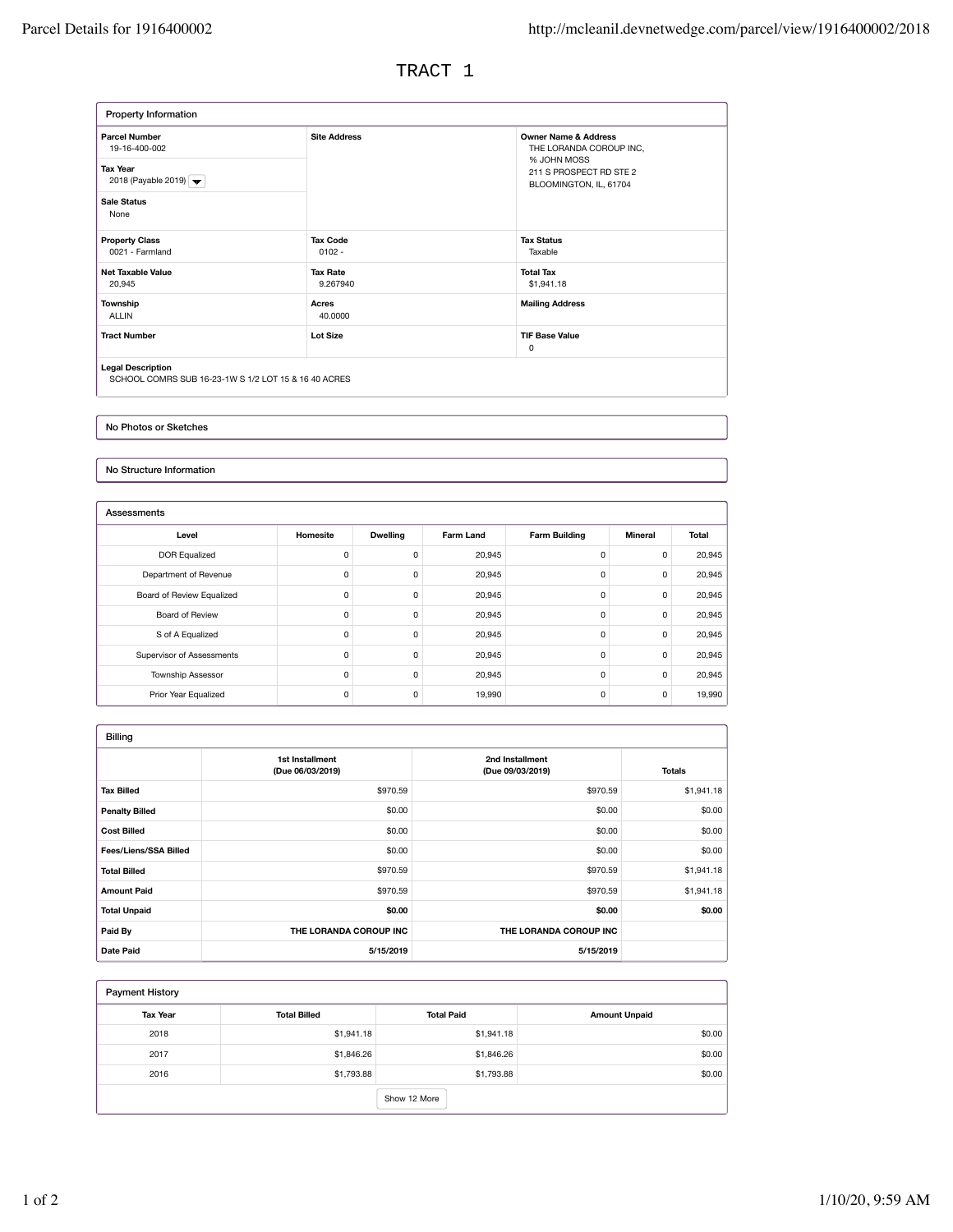# TRACT 1

## Property Information

| | | |
|---|---|---|
| **Parcel Number** 19-16-400-002 | **Site Address** | **Owner Name & Address** THE LORANDA COROUP INC, % JOHN MOSS 211 S PROSPECT RD STE 2 BLOOMINGTON, IL, 61704 |
| **Tax Year** 2018 (Payable 2019) | | |
| **Sale Status** None | | |
| **Property Class** 0021 - Farmland | **Tax Code** 0102 - | **Tax Status** Taxable |
| **Net Taxable Value** 20,945 | **Tax Rate** 9.267940 | **Total Tax** $1,941.18 |
| **Township** ALLIN | **Acres** 40.0000 | **Mailing Address** |
| **Tract Number** | **Lot Size** | **TIF Base Value** 0 |

**Legal Description**
SCHOOL COMRS SUB 16-23-1W S 1/2 LOT 15 & 16 40 ACRES

No Photos or Sketches

No Structure Information

## Assessments

| Level | Homesite | Dwelling | Farm Land | Farm Building | Mineral | Total |
|---|---|---|---|---|---|---|
| DOR Equalized | 0 | 0 | 20,945 | 0 | 0 | 20,945 |
| Department of Revenue | 0 | 0 | 20,945 | 0 | 0 | 20,945 |
| Board of Review Equalized | 0 | 0 | 20,945 | 0 | 0 | 20,945 |
| Board of Review | 0 | 0 | 20,945 | 0 | 0 | 20,945 |
| S of A Equalized | 0 | 0 | 20,945 | 0 | 0 | 20,945 |
| Supervisor of Assessments | 0 | 0 | 20,945 | 0 | 0 | 20,945 |
| Township Assessor | 0 | 0 | 20,945 | 0 | 0 | 20,945 |
| Prior Year Equalized | 0 | 0 | 19,990 | 0 | 0 | 19,990 |

## Billing

| | 1st Installment (Due 06/03/2019) | 2nd Installment (Due 09/03/2019) | Totals |
|---|---|---|---|
| **Tax Billed** | $970.59 | $970.59 | $1,941.18 |
| **Penalty Billed** | $0.00 | $0.00 | $0.00 |
| **Cost Billed** | $0.00 | $0.00 | $0.00 |
| **Fees/Liens/SSA Billed** | $0.00 | $0.00 | $0.00 |
| **Total Billed** | $970.59 | $970.59 | $1,941.18 |
| **Amount Paid** | $970.59 | $970.59 | $1,941.18 |
| **Total Unpaid** | **$0.00** | **$0.00** | **$0.00** |
| **Paid By** | **THE LORANDA COROUP INC** | **THE LORANDA COROUP INC** | |
| **Date Paid** | **5/15/2019** | **5/15/2019** | |

## Payment History

| Tax Year | Total Billed | Total Paid | Amount Unpaid |
|---|---|---|---|
| 2018 | $1,941.18 | $1,941.18 | $0.00 |
| 2017 | $1,846.26 | $1,846.26 | $0.00 |
| 2016 | $1,793.88 | $1,793.88 | $0.00 |

Show 12 More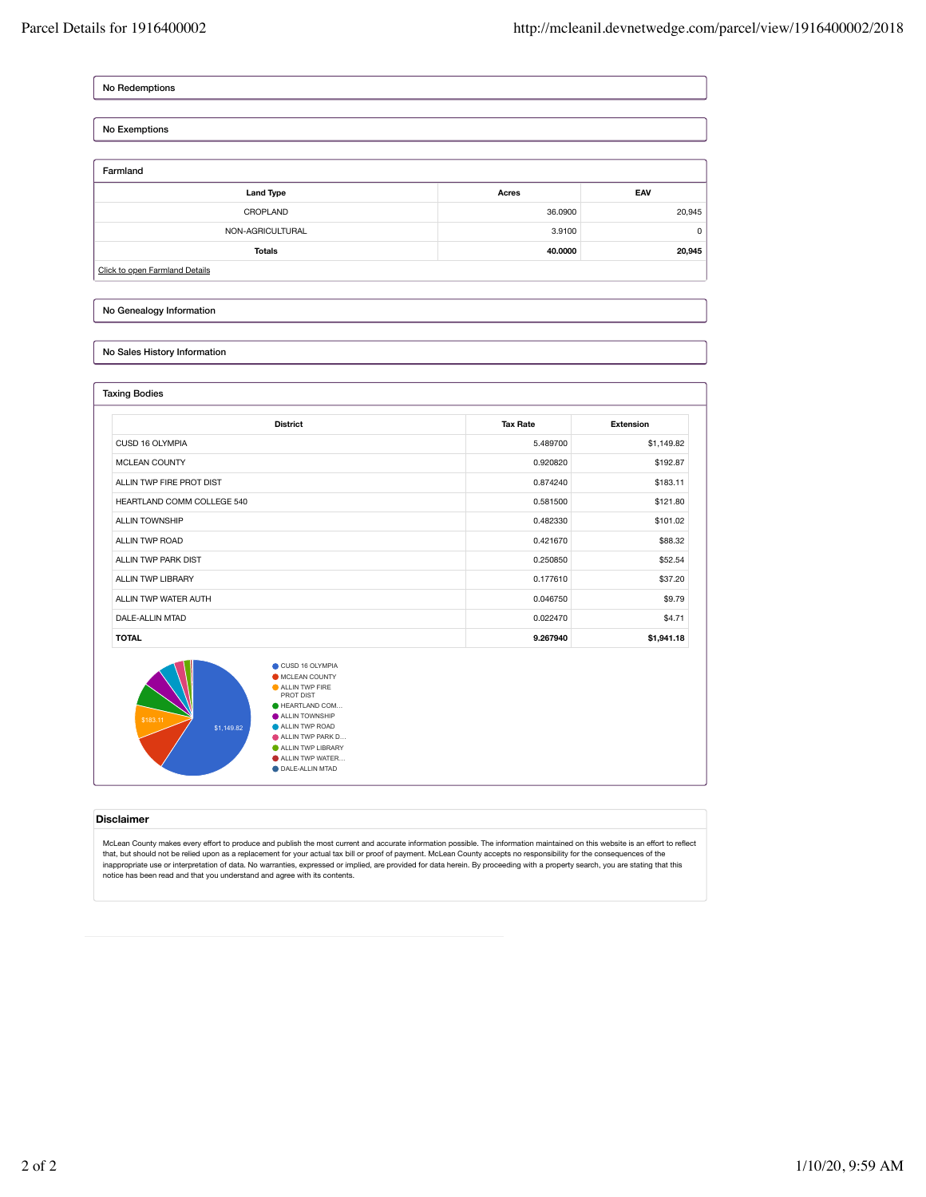No Redemptions

No Exemptions

## Farmland

| Land Type | Acres | EAV |
|---|---|---|
| CROPLAND | 36.0900 | 20,945 |
| NON-AGRICULTURAL | 3.9100 | 0 |
| **Totals** | **40.0000** | **20,945** |

Click to open Farmland Details

No Genealogy Information

No Sales History Information

## Taxing Bodies

| District | Tax Rate | Extension |
|---|---|---|
| CUSD 16 OLYMPIA | 5.489700 | $1,149.82 |
| MCLEAN COUNTY | 0.920820 | $192.87 |
| ALLIN TWP FIRE PROT DIST | 0.874240 | $183.11 |
| HEARTLAND COMM COLLEGE 540 | 0.581500 | $121.80 |
| ALLIN TOWNSHIP | 0.482330 | $101.02 |
| ALLIN TWP ROAD | 0.421670 | $88.32 |
| ALLIN TWP PARK DIST | 0.250850 | $52.54 |
| ALLIN TWP LIBRARY | 0.177610 | $37.20 |
| ALLIN TWP WATER AUTH | 0.046750 | $9.79 |
| DALE-ALLIN MTAD | 0.022470 | $4.71 |
| **TOTAL** | **9.267940** | **$1,941.18** |

## Disclaimer

McLean County makes every effort to produce and publish the most current and accurate information possible. The information maintained on this website is an effort to reflect that, but should not be relied upon as a replacement for your actual tax bill or proof of payment. McLean County accepts no responsibility for the consequences of the inappropriate use or interpretation of data. No warranties, expressed or implied, are provided for data herein. By proceeding with a property search, you are stating that this notice has been read and that you understand and agree with its contents.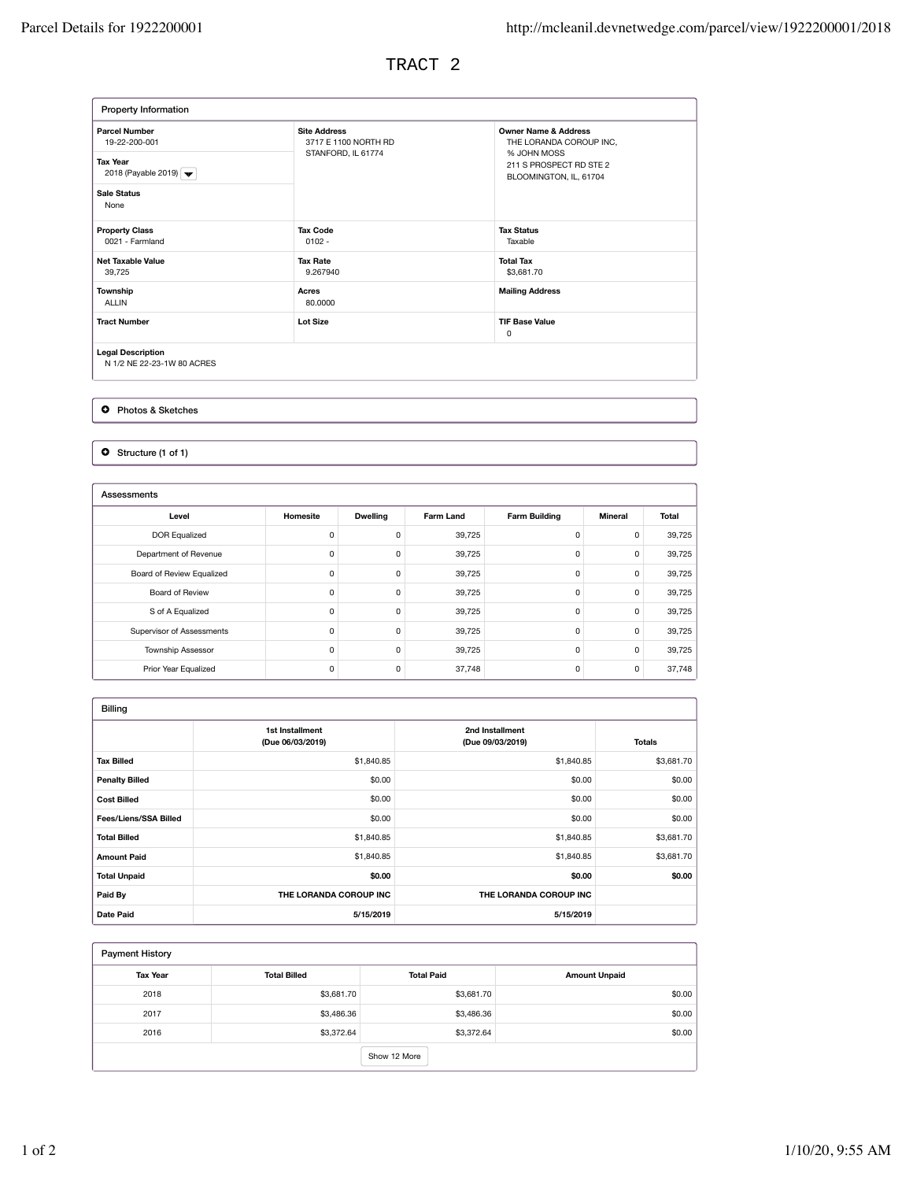# TRACT 2

## Property Information

| Parcel Number | Site Address | Owner Name & Address |
|---|---|---|
| 19-22-200-001 | 3717 E 1100 NORTH RD<br>STANFORD, IL 61774 | THE LORANDA COROUP INC,<br>% JOHN MOSS<br>211 S PROSPECT RD STE 2<br>BLOOMINGTON, IL, 61704 |

**Tax Year**
2018 (Payable 2019)

**Sale Status**
None

| Property Class | Tax Code | Tax Status |
|---|---|---|
| 0021 - Farmland | 0102 - | Taxable |
| **Net Taxable Value** | **Tax Rate** | **Total Tax** |
| 39,725 | 9.267940 | $3,681.70 |
| **Township** | **Acres** | **Mailing Address** |
| ALLIN | 80.0000 | |
| **Tract Number** | **Lot Size** | **TIF Base Value** |
| | | 0 |

**Legal Description**
N 1/2 NE 22-23-1W 80 ACRES

Photos & Sketches

Structure (1 of 1)

## Assessments

| Level | Homesite | Dwelling | Farm Land | Farm Building | Mineral | Total |
|---|---|---|---|---|---|---|
| DOR Equalized | 0 | 0 | 39,725 | 0 | 0 | 39,725 |
| Department of Revenue | 0 | 0 | 39,725 | 0 | 0 | 39,725 |
| Board of Review Equalized | 0 | 0 | 39,725 | 0 | 0 | 39,725 |
| Board of Review | 0 | 0 | 39,725 | 0 | 0 | 39,725 |
| S of A Equalized | 0 | 0 | 39,725 | 0 | 0 | 39,725 |
| Supervisor of Assessments | 0 | 0 | 39,725 | 0 | 0 | 39,725 |
| Township Assessor | 0 | 0 | 39,725 | 0 | 0 | 39,725 |
| Prior Year Equalized | 0 | 0 | 37,748 | 0 | 0 | 37,748 |

## Billing

| | 1st Installment (Due 06/03/2019) | 2nd Installment (Due 09/03/2019) | Totals |
|---|---|---|---|
| **Tax Billed** | $1,840.85 | $1,840.85 | $3,681.70 |
| **Penalty Billed** | $0.00 | $0.00 | $0.00 |
| **Cost Billed** | $0.00 | $0.00 | $0.00 |
| **Fees/Liens/SSA Billed** | $0.00 | $0.00 | $0.00 |
| **Total Billed** | $1,840.85 | $1,840.85 | $3,681.70 |
| **Amount Paid** | $1,840.85 | $1,840.85 | $3,681.70 |
| **Total Unpaid** | **$0.00** | **$0.00** | **$0.00** |
| **Paid By** | **THE LORANDA COROUP INC** | **THE LORANDA COROUP INC** | |
| **Date Paid** | **5/15/2019** | **5/15/2019** | |

## Payment History

| Tax Year | Total Billed | Total Paid | Amount Unpaid |
|---|---|---|---|
| 2018 | $3,681.70 | $3,681.70 | $0.00 |
| 2017 | $3,486.36 | $3,486.36 | $0.00 |
| 2016 | $3,372.64 | $3,372.64 | $0.00 |

Show 12 More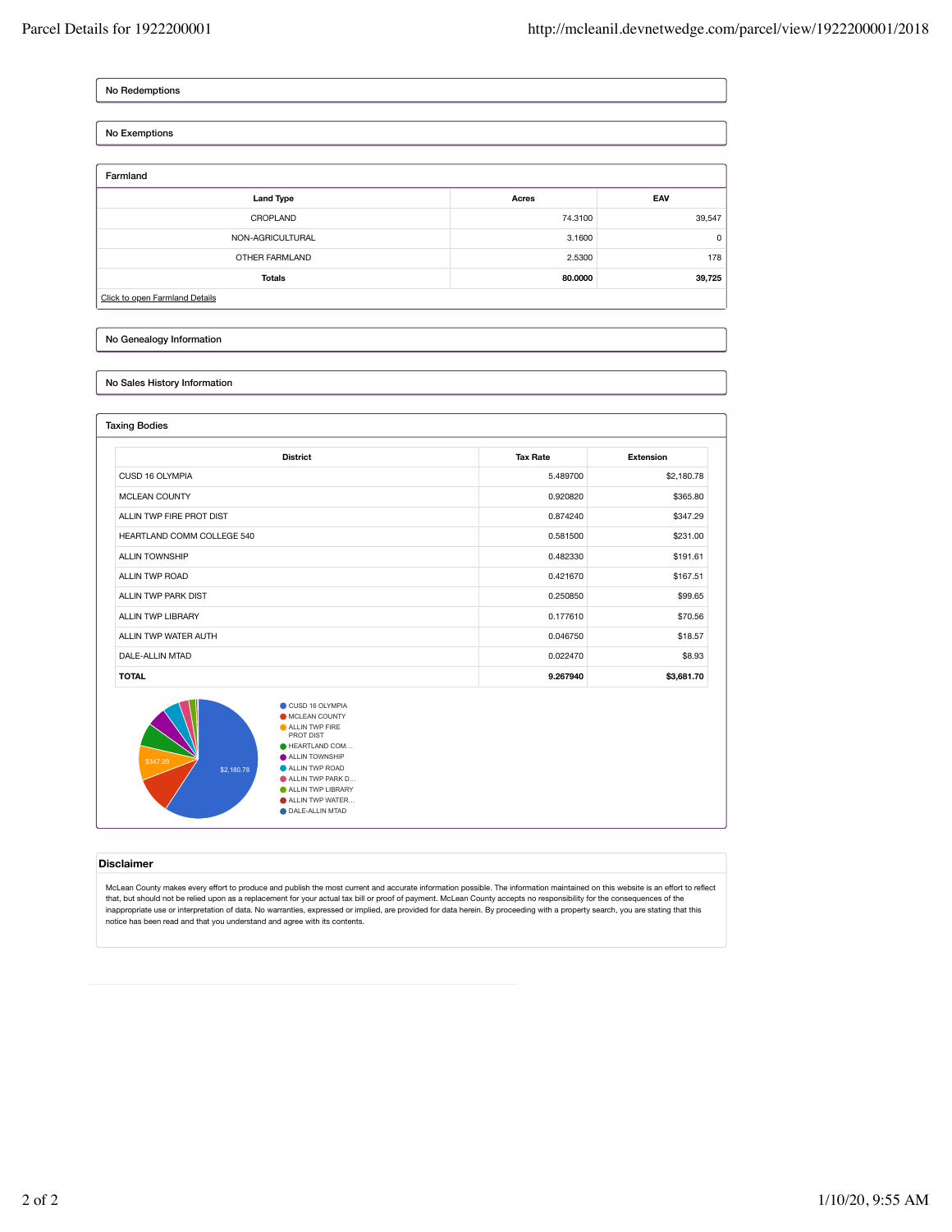No Redemptions

No Exemptions

Farmland

| Land Type | Acres | EAV |
|---|---|---|
| CROPLAND | 74.3100 | 39,547 |
| NON-AGRICULTURAL | 3.1600 | 0 |
| OTHER FARMLAND | 2.5300 | 178 |
| **Totals** | **80.0000** | **39,725** |

Click to open Farmland Details

No Genealogy Information

No Sales History Information

Taxing Bodies

| District | Tax Rate | Extension |
|---|---|---|
| CUSD 16 OLYMPIA | 5.489700 | $2,180.78 |
| MCLEAN COUNTY | 0.920820 | $365.80 |
| ALLIN TWP FIRE PROT DIST | 0.874240 | $347.29 |
| HEARTLAND COMM COLLEGE 540 | 0.581500 | $231.00 |
| ALLIN TOWNSHIP | 0.482330 | $191.61 |
| ALLIN TWP ROAD | 0.421670 | $167.51 |
| ALLIN TWP PARK DIST | 0.250850 | $99.65 |
| ALLIN TWP LIBRARY | 0.177610 | $70.56 |
| ALLIN TWP WATER AUTH | 0.046750 | $18.57 |
| DALE-ALLIN MTAD | 0.022470 | $8.93 |
| **TOTAL** | **9.267940** | **$3,681.70** |

$347.29
$2,180.78

CUSD 16 OLYMPIA
MCLEAN COUNTY
ALLIN TWP FIRE PROT DIST
HEARTLAND COM...
ALLIN TOWNSHIP
ALLIN TWP ROAD
ALLIN TWP PARK D...
ALLIN TWP LIBRARY
ALLIN TWP WATER...
DALE-ALLIN MTAD

## Disclaimer

McLean County makes every effort to produce and publish the most current and accurate information possible. The information maintained on this website is an effort to reflect that, but should not be relied upon as a replacement for your actual tax bill or proof of payment. McLean County accepts no responsibility for the consequences of the inappropriate use or interpretation of data. No warranties, expressed or implied, are provided for data herein. By proceeding with a property search, you are stating that this notice has been read and that you understand and agree with its contents.